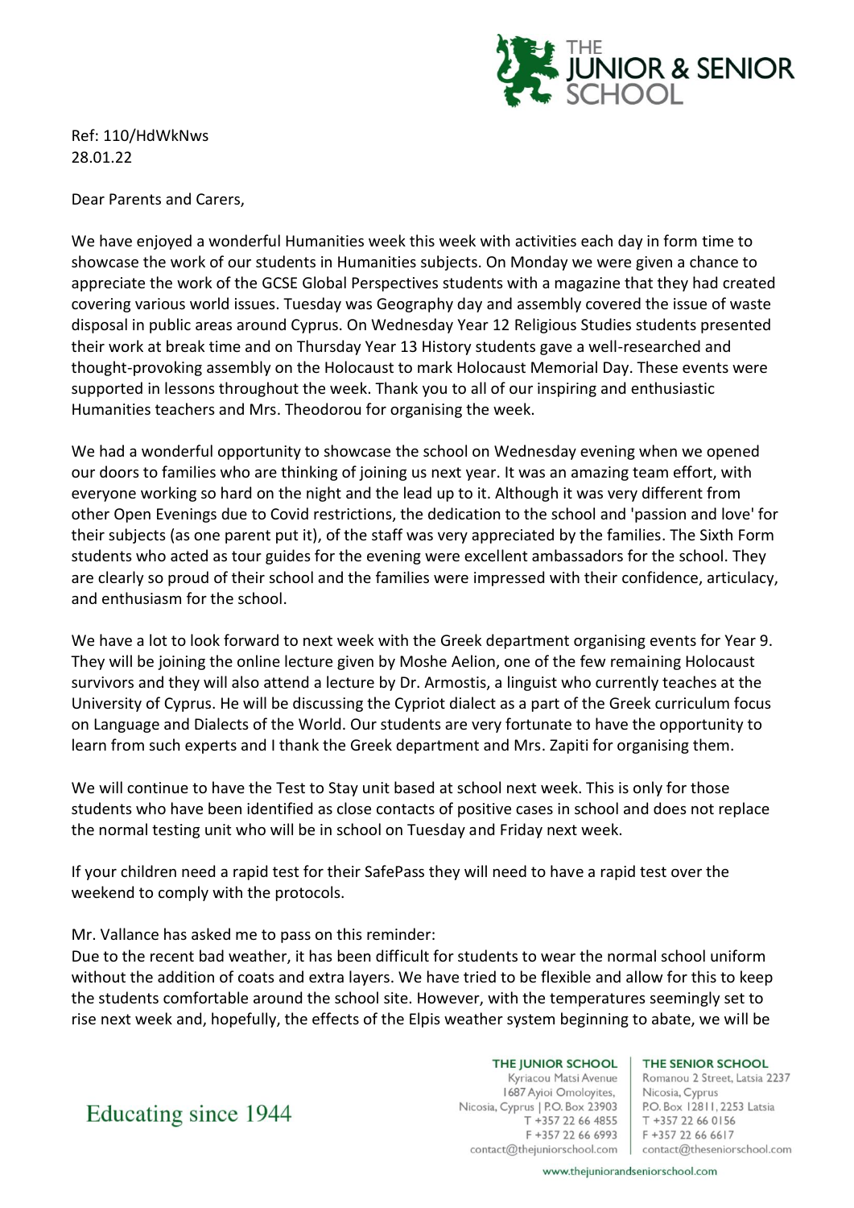Ref: 110/HdWkNws
28.01.22

Dear Parents and Carers,

We have enjoyed a wonderful Humanities week this week with activities each day in form time to showcase the work of our students in Humanities subjects. On Monday we were given a chance to appreciate the work of the GCSE Global Perspectives students with a magazine that they had created covering various world issues. Tuesday was Geography day and assembly covered the issue of waste disposal in public areas around Cyprus. On Wednesday Year 12 Religious Studies students presented their work at break time and on Thursday Year 13 History students gave a well-researched and thought-provoking assembly on the Holocaust to mark Holocaust Memorial Day. These events were supported in lessons throughout the week. Thank you to all of our inspiring and enthusiastic Humanities teachers and Mrs. Theodorou for organising the week.

We had a wonderful opportunity to showcase the school on Wednesday evening when we opened our doors to families who are thinking of joining us next year. It was an amazing team effort, with everyone working so hard on the night and the lead up to it. Although it was very different from other Open Evenings due to Covid restrictions, the dedication to the school and 'passion and love' for their subjects (as one parent put it), of the staff was very appreciated by the families. The Sixth Form students who acted as tour guides for the evening were excellent ambassadors for the school. They are clearly so proud of their school and the families were impressed with their confidence, articulacy, and enthusiasm for the school.

We have a lot to look forward to next week with the Greek department organising events for Year 9. They will be joining the online lecture given by Moshe Aelion, one of the few remaining Holocaust survivors and they will also attend a lecture by Dr. Armostis, a linguist who currently teaches at the University of Cyprus. He will be discussing the Cypriot dialect as a part of the Greek curriculum focus on Language and Dialects of the World. Our students are very fortunate to have the opportunity to learn from such experts and I thank the Greek department and Mrs. Zapiti for organising them.

We will continue to have the Test to Stay unit based at school next week. This is only for those students who have been identified as close contacts of positive cases in school and does not replace the normal testing unit who will be in school on Tuesday and Friday next week.

If your children need a rapid test for their SafePass they will need to have a rapid test over the weekend to comply with the protocols.

Mr. Vallance has asked me to pass on this reminder:
Due to the recent bad weather, it has been difficult for students to wear the normal school uniform without the addition of coats and extra layers. We have tried to be flexible and allow for this to keep the students comfortable around the school site. However, with the temperatures seemingly set to rise next week and, hopefully, the effects of the Elpis weather system beginning to abate, we will be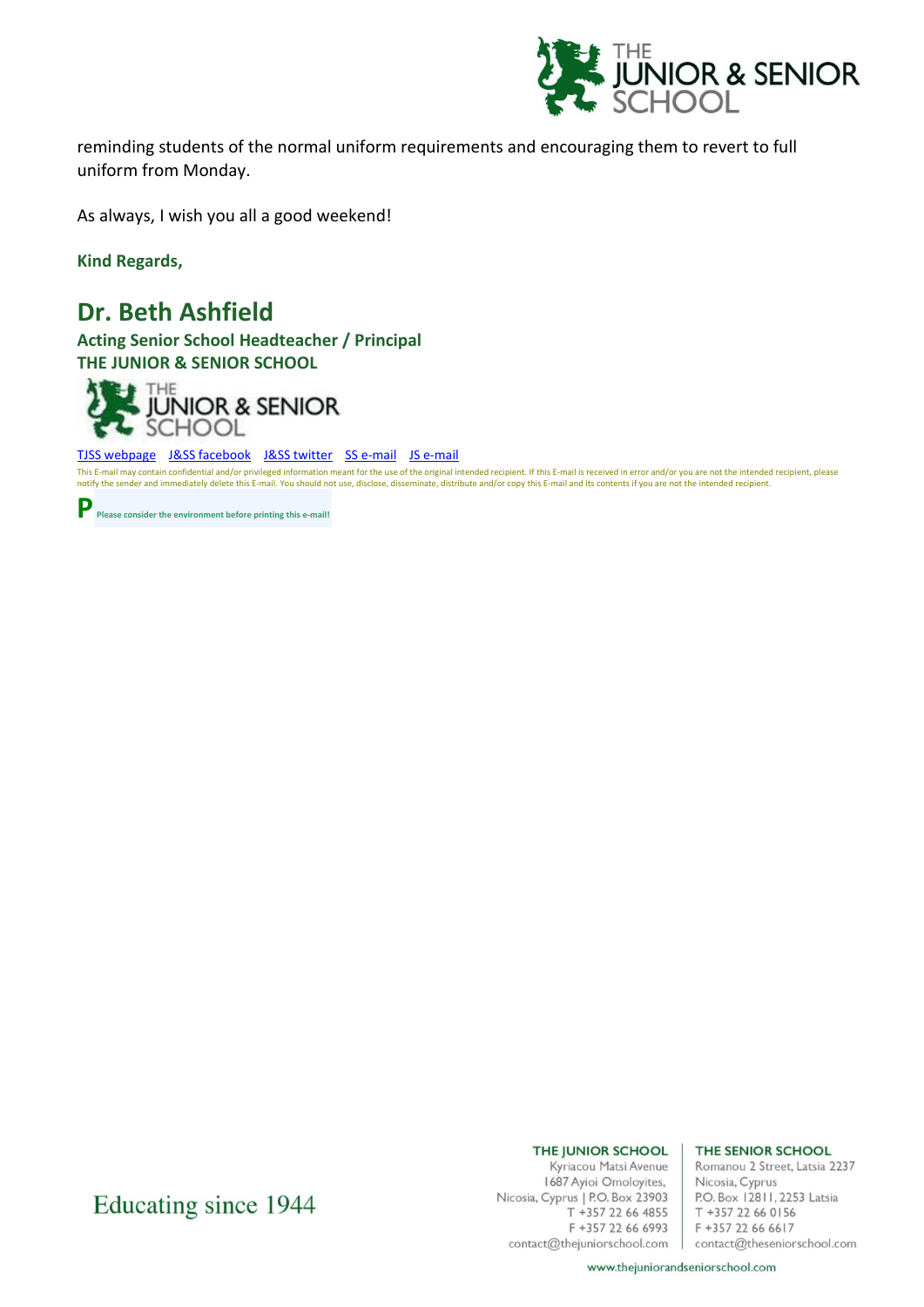reminding students of the normal uniform requirements and encouraging them to revert to full uniform from Monday.

As always, I wish you all a good weekend!

**Kind Regards,**

## Dr. Beth Ashfield

**Acting Senior School Headteacher / Principal**
**THE JUNIOR & SENIOR SCHOOL**

TJSS webpage J&SS facebook J&SS twitter SS e-mail JS e-mail

This E-mail may contain confidential and/or privileged information meant for the use of the original intended recipient. If this E-mail is received in error and/or you are not the intended recipient, please notify the sender and immediately delete this E-mail. You should not use, disclose, disseminate, distribute and/or copy this E-mail and its contents if you are not the intended recipient.

**P** Please consider the environment before printing this e-mail!